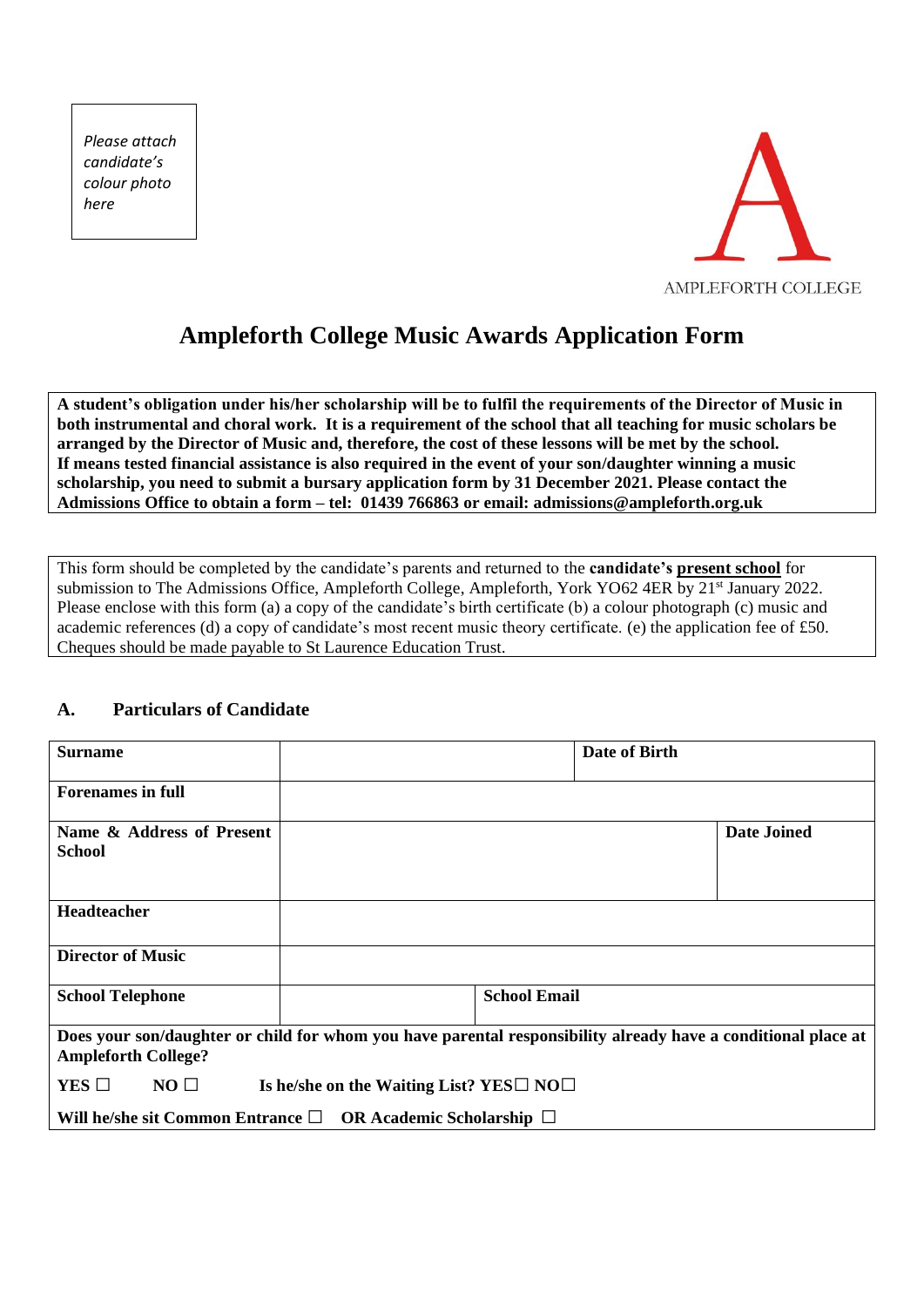*Please attach candidate's colour photo here*

AMPLEFORTH COLLEGE

# Ampleforth College Music Awards Application Form

**A student's obligation under his/her scholarship will be to fulfil the requirements of the Director of Music in both instrumental and choral work. It is a requirement of the school that all teaching for music scholars be arranged by the Director of Music and, therefore, the cost of these lessons will be met by the school. If means tested financial assistance is also required in the event of your son/daughter winning a music scholarship, you need to submit a bursary application form by 31 December 2021. Please contact the Admissions Office to obtain a form – tel: 01439 766863 or email: admissions@ampleforth.org.uk**

This form should be completed by the candidate's parents and returned to the **candidate's present school** for submission to The Admissions Office, Ampleforth College, Ampleforth, York YO62 4ER by 21st January 2022. Please enclose with this form (a) a copy of the candidate's birth certificate (b) a colour photograph (c) music and academic references (d) a copy of candidate's most recent music theory certificate. (e) the application fee of £50. Cheques should be made payable to St Laurence Education Trust.

## A. Particulars of Candidate

| **Surname** | | **Date of Birth** | |
|---|---|---|---|
| **Forenames in full** | | | |
| **Name & Address of Present School** | | **Date Joined** | |
| **Headteacher** | | | |
| **Director of Music** | | | |
| **School Telephone** | | **School Email** | |

**Does your son/daughter or child for whom you have parental responsibility already have a conditional place at Ampleforth College?**

**YES** ☐ **NO** ☐ **Is he/she on the Waiting List? YES**☐ **NO**☐

**Will he/she sit Common Entrance** ☐ **OR Academic Scholarship** ☐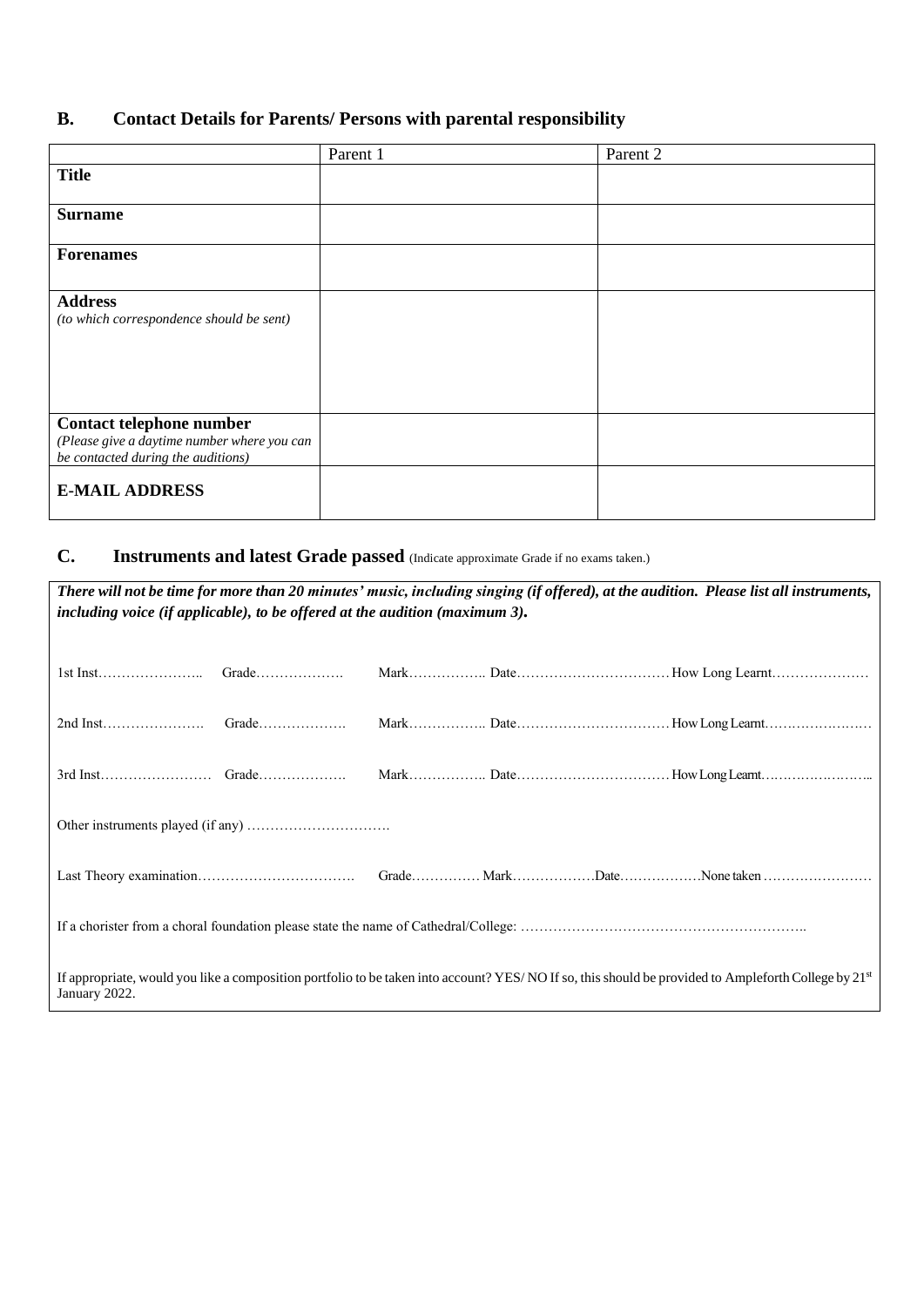## B. Contact Details for Parents/ Persons with parental responsibility

| | Parent 1 | Parent 2 |
|---|---|---|
| **Title** | | |
| **Surname** | | |
| **Forenames** | | |
| **Address** *(to which correspondence should be sent)* | | |
| **Contact telephone number** *(Please give a daytime number where you can be contacted during the auditions)* | | |
| **E-MAIL ADDRESS** | | |

## C. Instruments and latest Grade passed (Indicate approximate Grade if no exams taken.)

***There will not be time for more than 20 minutes' music, including singing (if offered), at the audition. Please list all instruments, including voice (if applicable), to be offered at the audition (maximum 3).***

1st Inst………………….. Grade………………. Mark…………….. Date…………………………… How Long Learnt…………………

2nd Inst…………………. Grade………………. Mark…………….. Date…………………………… How Long Learnt……………………

3rd Inst…………………… Grade………………. Mark…………….. Date…………………………… How Long Learnt……………………..

Other instruments played (if any) ………………………….

Last Theory examination……………………………. Grade…………… Mark………………Date………………None taken ……………………

If a chorister from a choral foundation please state the name of Cathedral/College: ……………………………………………………..

If appropriate, would you like a composition portfolio to be taken into account? YES/ NO If so, this should be provided to Ampleforth College by 21st January 2022.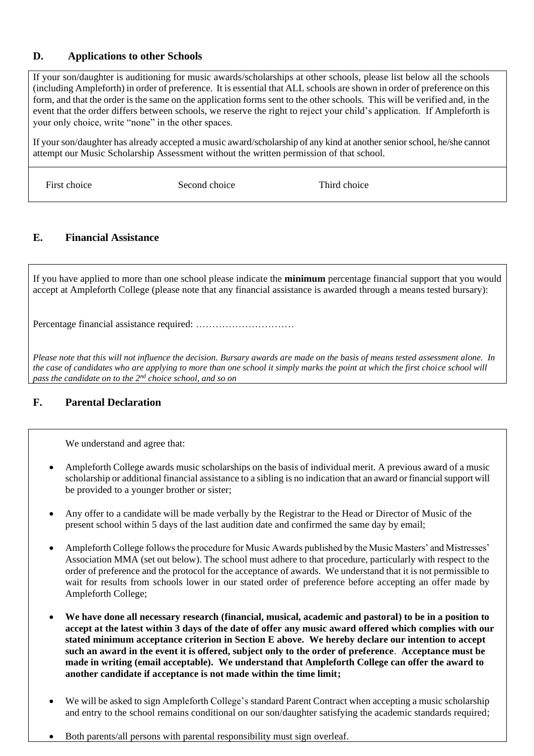## D. Applications to other Schools

If your son/daughter is auditioning for music awards/scholarships at other schools, please list below all the schools (including Ampleforth) in order of preference. It is essential that ALL schools are shown in order of preference on this form, and that the order is the same on the application forms sent to the other schools. This will be verified and, in the event that the order differs between schools, we reserve the right to reject your child's application. If Ampleforth is your only choice, write "none" in the other spaces.

If your son/daughter has already accepted a music award/scholarship of any kind at another senior school, he/she cannot attempt our Music Scholarship Assessment without the written permission of that school.

| First choice | Second choice | Third choice |
|---|---|---|
| | | |

## E. Financial Assistance

If you have applied to more than one school please indicate the **minimum** percentage financial support that you would accept at Ampleforth College (please note that any financial assistance is awarded through a means tested bursary):

Percentage financial assistance required: …………………………

*Please note that this will not influence the decision. Bursary awards are made on the basis of means tested assessment alone. In the case of candidates who are applying to more than one school it simply marks the point at which the first choice school will pass the candidate on to the 2nd choice school, and so on*

## F. Parental Declaration

We understand and agree that:

- Ampleforth College awards music scholarships on the basis of individual merit. A previous award of a music scholarship or additional financial assistance to a sibling is no indication that an award or financial support will be provided to a younger brother or sister;
- Any offer to a candidate will be made verbally by the Registrar to the Head or Director of Music of the present school within 5 days of the last audition date and confirmed the same day by email;
- Ampleforth College follows the procedure for Music Awards published by the Music Masters' and Mistresses' Association MMA (set out below). The school must adhere to that procedure, particularly with respect to the order of preference and the protocol for the acceptance of awards. We understand that it is not permissible to wait for results from schools lower in our stated order of preference before accepting an offer made by Ampleforth College;
- **We have done all necessary research (financial, musical, academic and pastoral) to be in a position to accept at the latest within 3 days of the date of offer any music award offered which complies with our stated minimum acceptance criterion in Section E above. We hereby declare our intention to accept such an award in the event it is offered, subject only to the order of preference. Acceptance must be made in writing (email acceptable). We understand that Ampleforth College can offer the award to another candidate if acceptance is not made within the time limit;**
- We will be asked to sign Ampleforth College's standard Parent Contract when accepting a music scholarship and entry to the school remains conditional on our son/daughter satisfying the academic standards required;
- Both parents/all persons with parental responsibility must sign overleaf.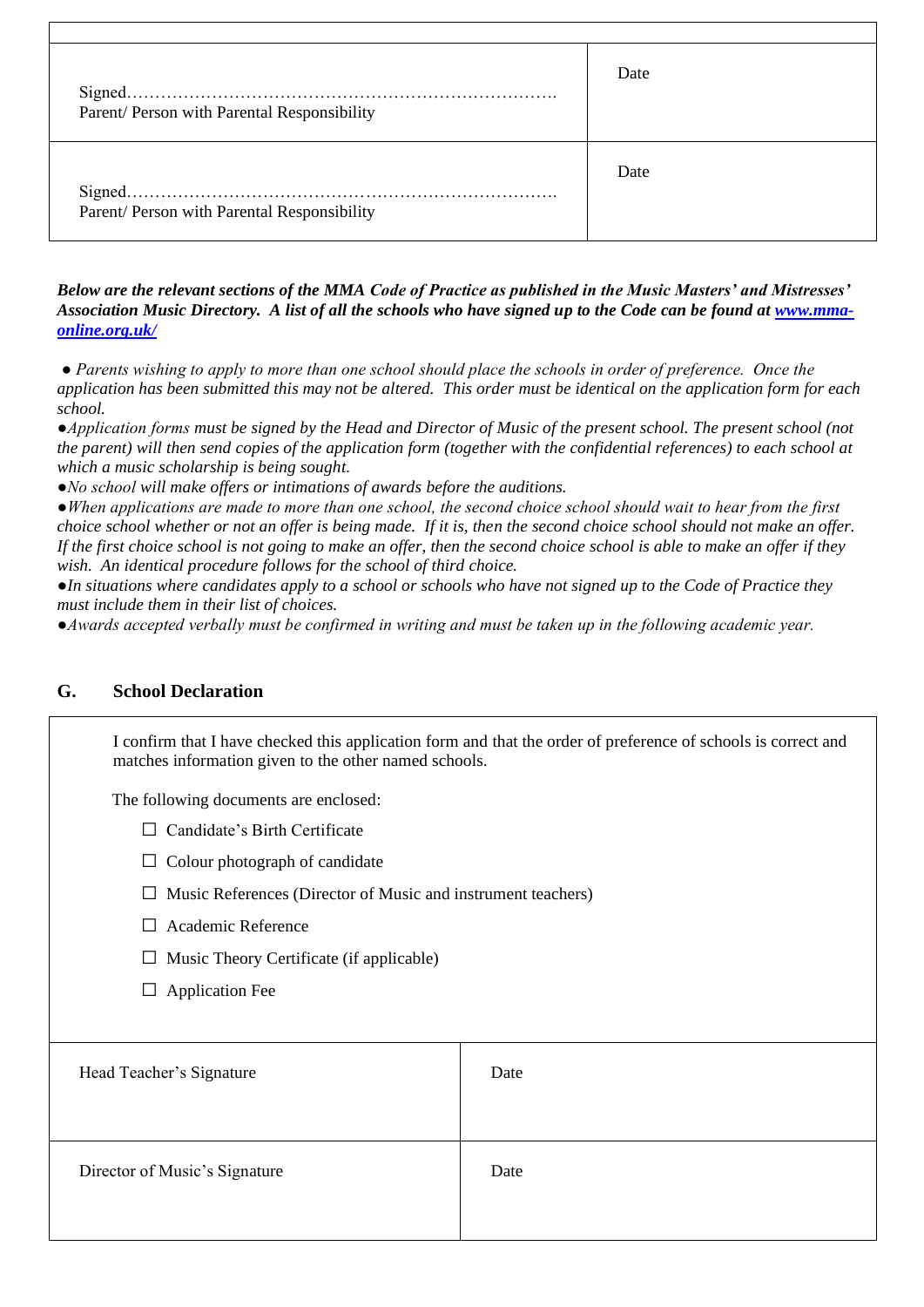| | |
|---|---|
| Signed………………………………………………………………….<br>Parent/ Person with Parental Responsibility | Date |
| Signed………………………………………………………………….<br>Parent/ Person with Parental Responsibility | Date |

***Below are the relevant sections of the MMA Code of Practice as published in the Music Masters' and Mistresses' Association Music Directory. A list of all the schools who have signed up to the Code can be found at [www.mma-online.org.uk/](www.mma-online.org.uk/)***

- *Parents wishing to apply to more than one school should place the schools in order of preference. Once the application has been submitted this may not be altered. This order must be identical on the application form for each school.*
- *Application forms must be signed by the Head and Director of Music of the present school. The present school (not the parent) will then send copies of the application form (together with the confidential references) to each school at which a music scholarship is being sought.*
- *No school will make offers or intimations of awards before the auditions.*
- *When applications are made to more than one school, the second choice school should wait to hear from the first choice school whether or not an offer is being made. If it is, then the second choice school should not make an offer. If the first choice school is not going to make an offer, then the second choice school is able to make an offer if they wish. An identical procedure follows for the school of third choice.*
- *In situations where candidates apply to a school or schools who have not signed up to the Code of Practice they must include them in their list of choices.*
- *Awards accepted verbally must be confirmed in writing and must be taken up in the following academic year.*

## G. School Declaration

I confirm that I have checked this application form and that the order of preference of schools is correct and matches information given to the other named schools.

The following documents are enclosed:

- ☐ Candidate's Birth Certificate
- ☐ Colour photograph of candidate
- ☐ Music References (Director of Music and instrument teachers)
- ☐ Academic Reference
- ☐ Music Theory Certificate (if applicable)
- ☐ Application Fee

| | |
|---|---|
| Head Teacher's Signature | Date |
| Director of Music's Signature | Date |